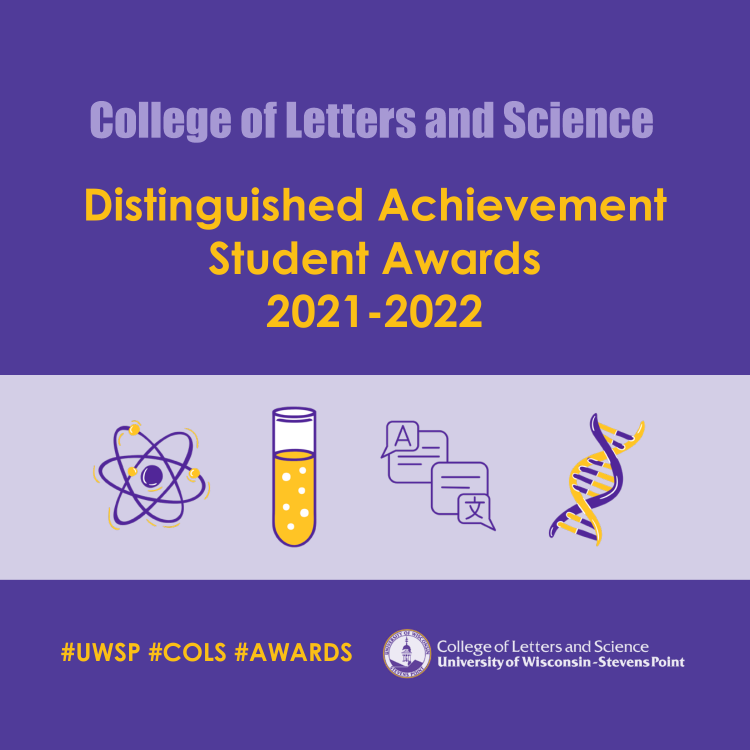# College of Letters and Science

## Distinguished Achievement Student Awards 2021-2022

#UWSP #COLS #AWARDS

College of Letters and Science
University of Wisconsin-Stevens Point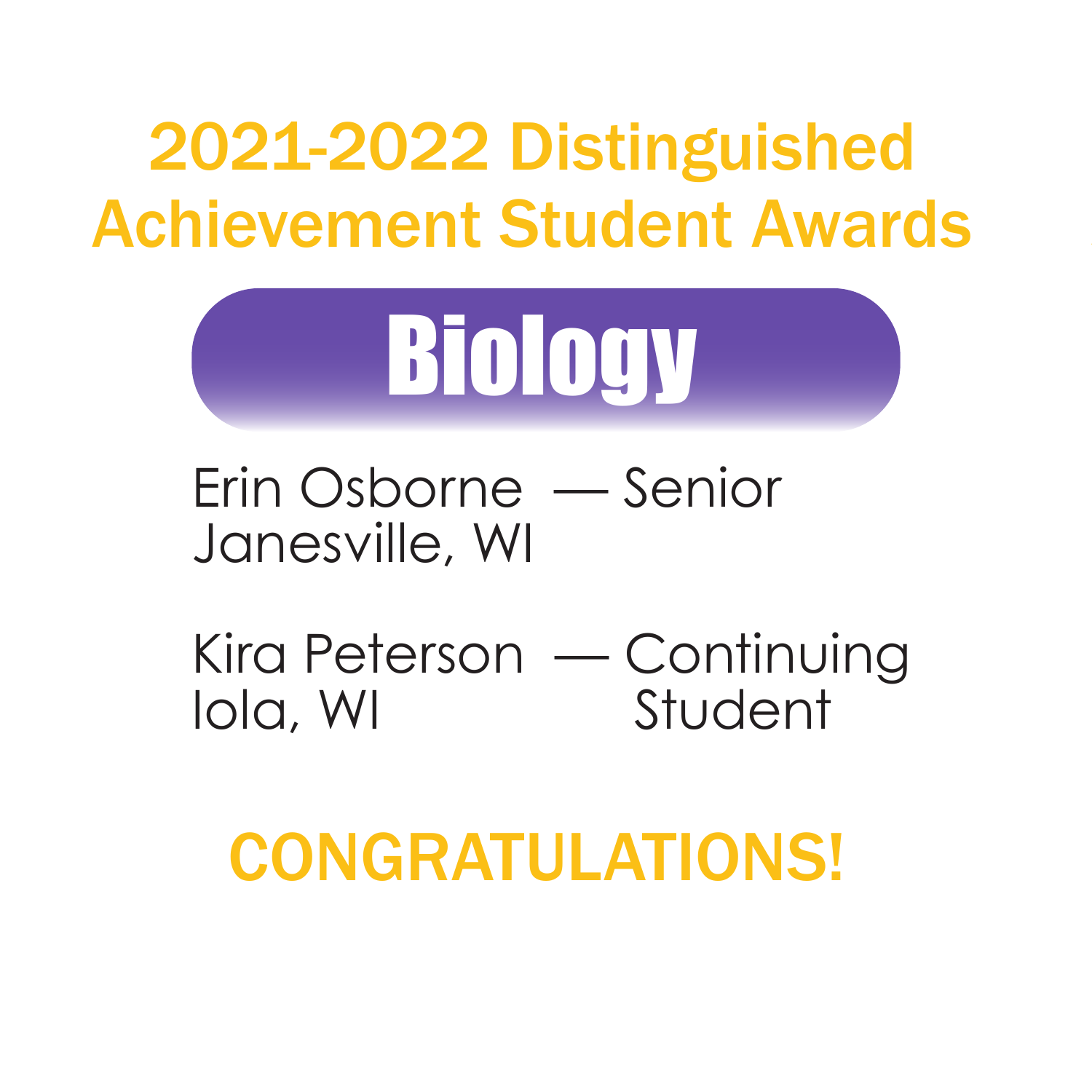# 2021-2022 Distinguished Achievement Student Awards

## Biology

Erin Osborne — Senior
Janesville, WI

Kira Peterson — Continuing Student
Iola, WI

**CONGRATULATIONS!**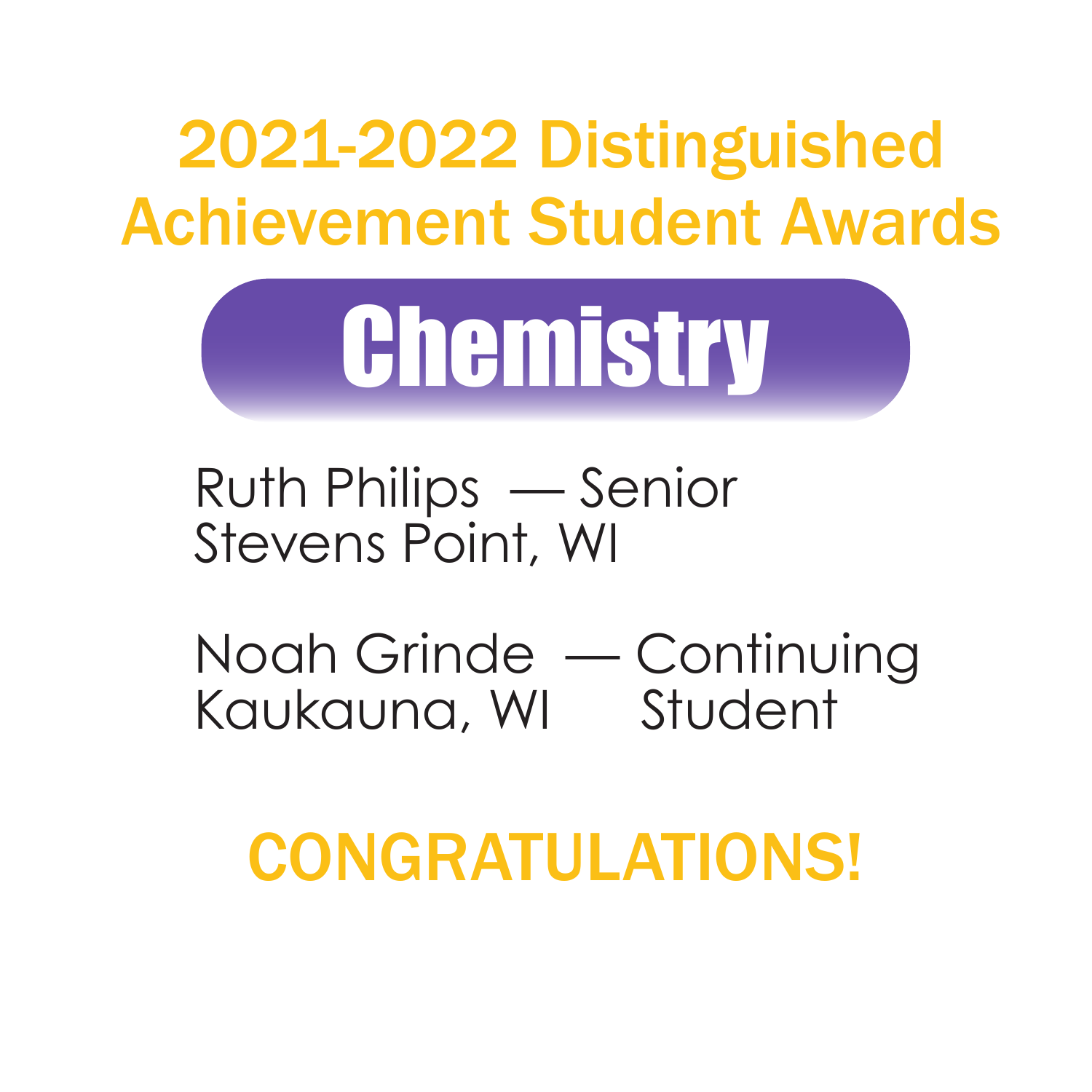# 2021-2022 Distinguished Achievement Student Awards

## Chemistry

Ruth Philips — Senior
Stevens Point, WI

Noah Grinde — Continuing Student
Kaukauna, WI

**CONGRATULATIONS!**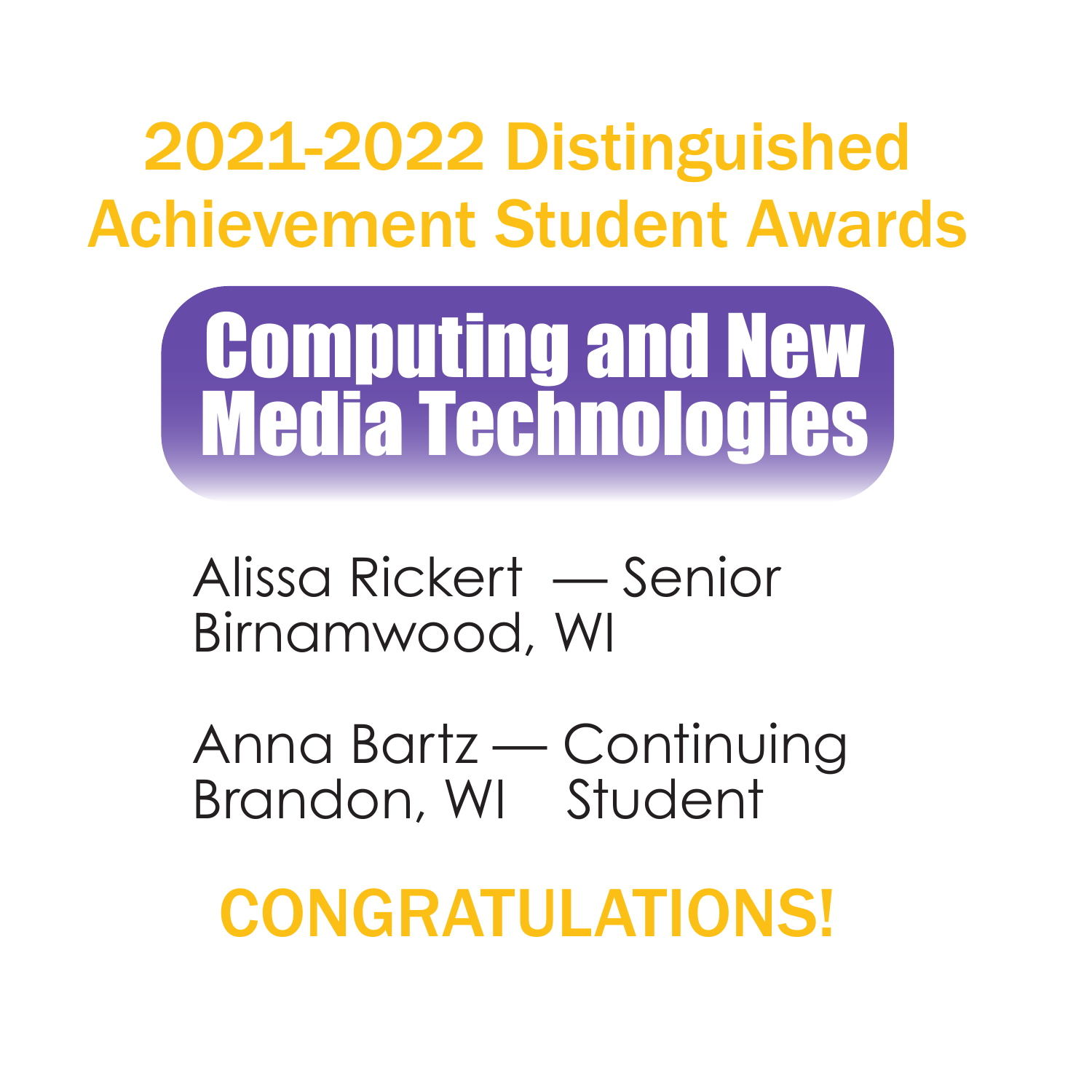# 2021-2022 Distinguished Achievement Student Awards

## Computing and New Media Technologies

Alissa Rickert — Senior
Birnamwood, WI

Anna Bartz — Continuing Student
Brandon, WI

**CONGRATULATIONS!**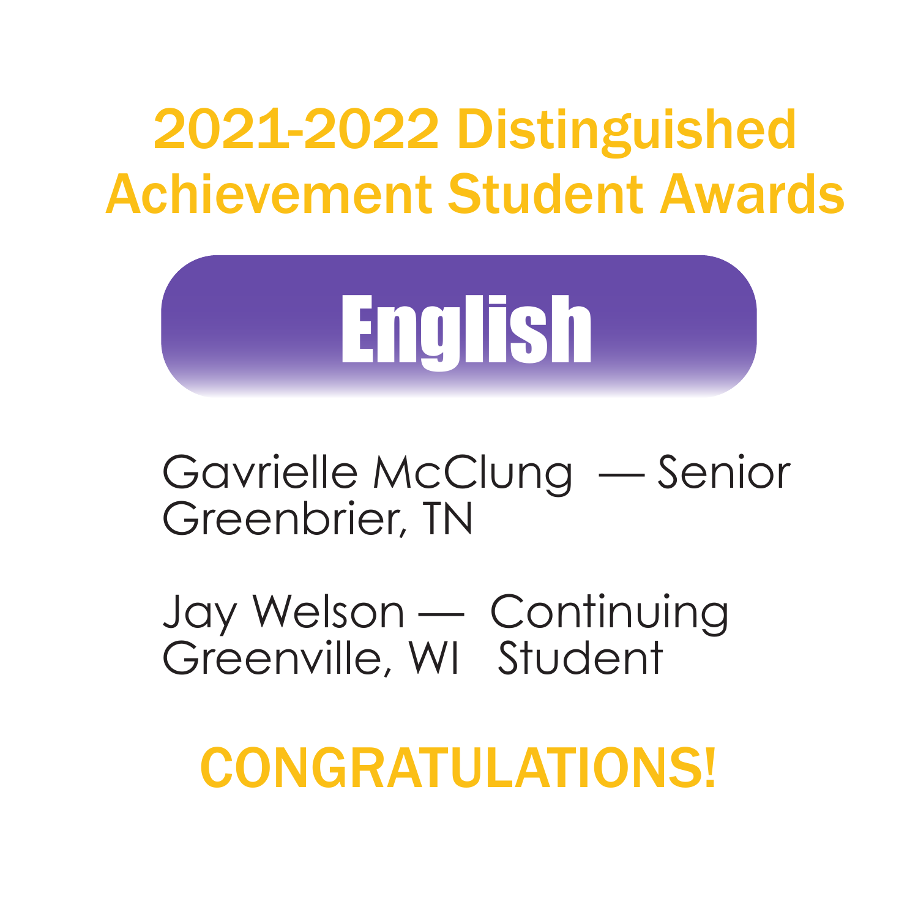# 2021-2022 Distinguished Achievement Student Awards

## English

Gavrielle McClung — Senior
Greenbrier, TN

Jay Welson — Continuing Student
Greenville, WI

**CONGRATULATIONS!**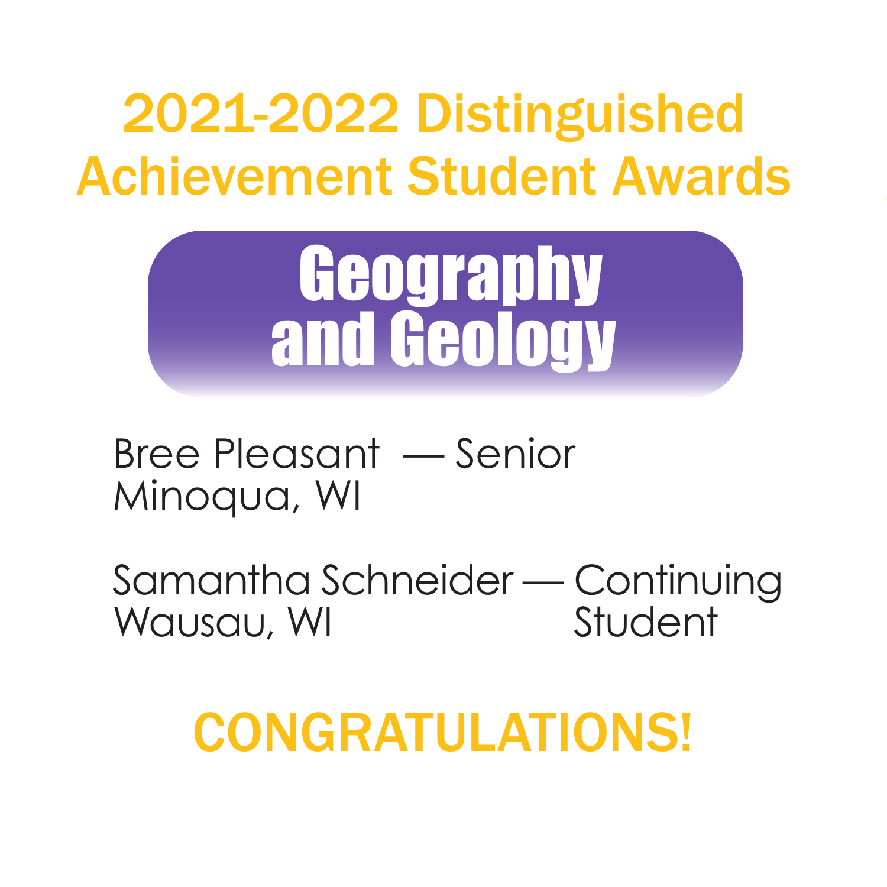# 2021-2022 Distinguished Achievement Student Awards

## Geography and Geology

Bree Pleasant — Senior
Minoqua, WI

Samantha Schneider — Continuing Student
Wausau, WI

**CONGRATULATIONS!**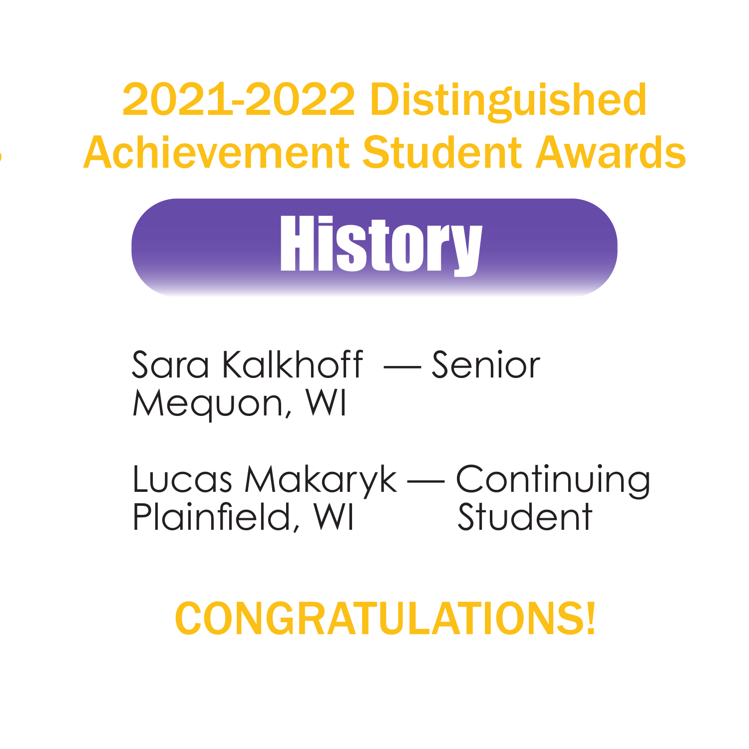# 2021-2022 Distinguished Achievement Student Awards

## History

Sara Kalkhoff — Senior
Mequon, WI

Lucas Makaryk — Continuing Student
Plainfield, WI

**CONGRATULATIONS!**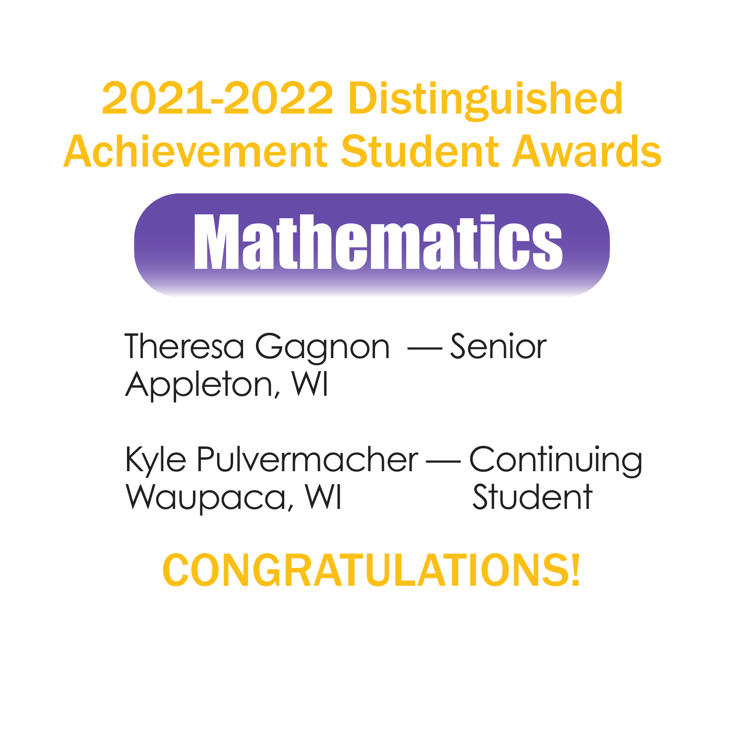# 2021-2022 Distinguished Achievement Student Awards

## Mathematics

Theresa Gagnon — Senior
Appleton, WI

Kyle Pulvermacher — Continuing Student
Waupaca, WI

**CONGRATULATIONS!**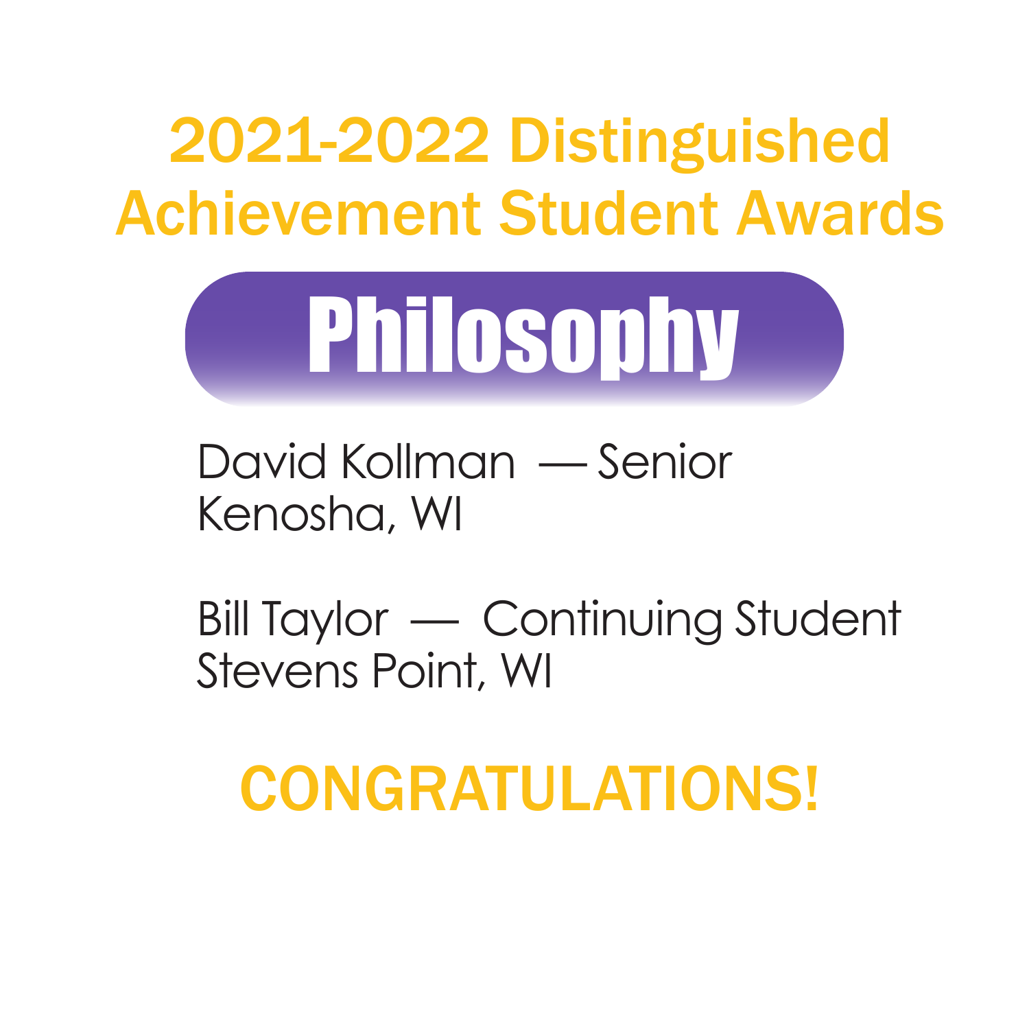# 2021-2022 Distinguished Achievement Student Awards

## Philosophy

David Kollman — Senior
Kenosha, WI

Bill Taylor — Continuing Student
Stevens Point, WI

**CONGRATULATIONS!**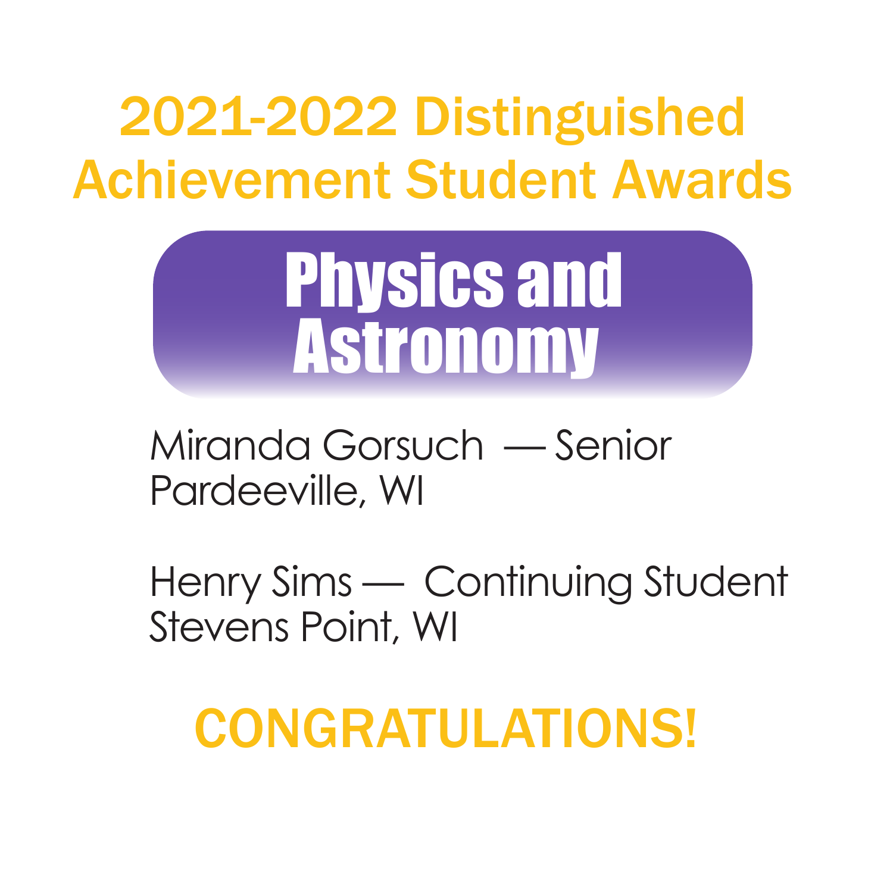# 2021-2022 Distinguished Achievement Student Awards

## Physics and Astronomy

Miranda Gorsuch — Senior
Pardeeville, WI

Henry Sims — Continuing Student
Stevens Point, WI

**CONGRATULATIONS!**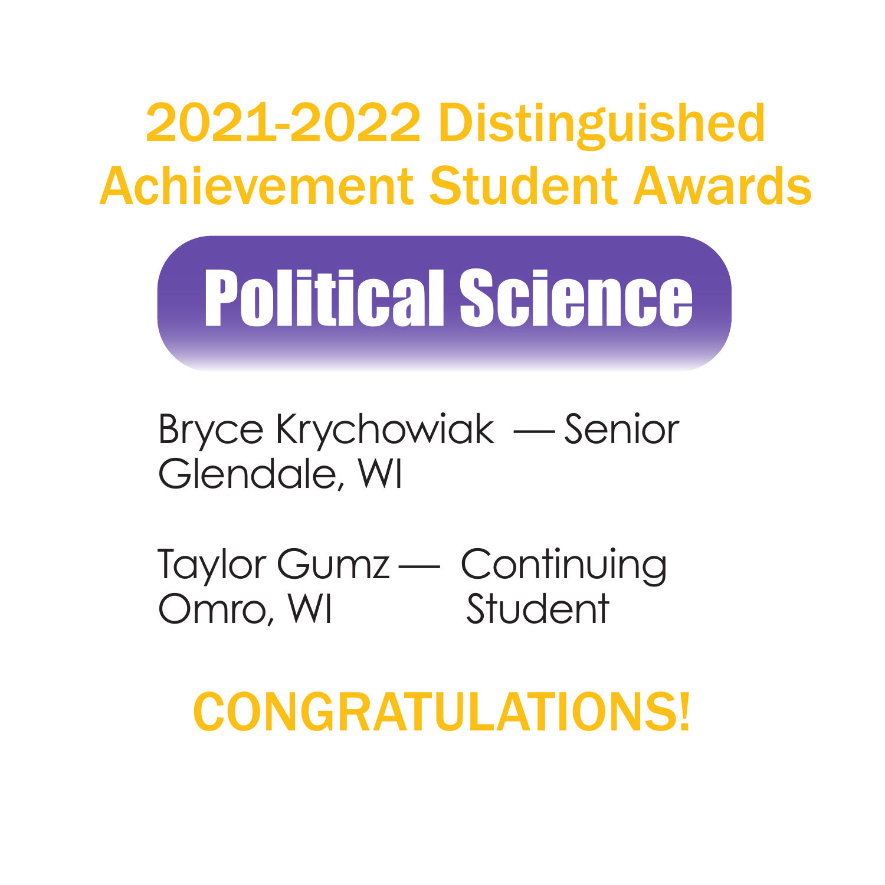# 2021-2022 Distinguished Achievement Student Awards

## Political Science

Bryce Krychowiak — Senior
Glendale, WI

Taylor Gumz — Continuing Student
Omro, WI

**CONGRATULATIONS!**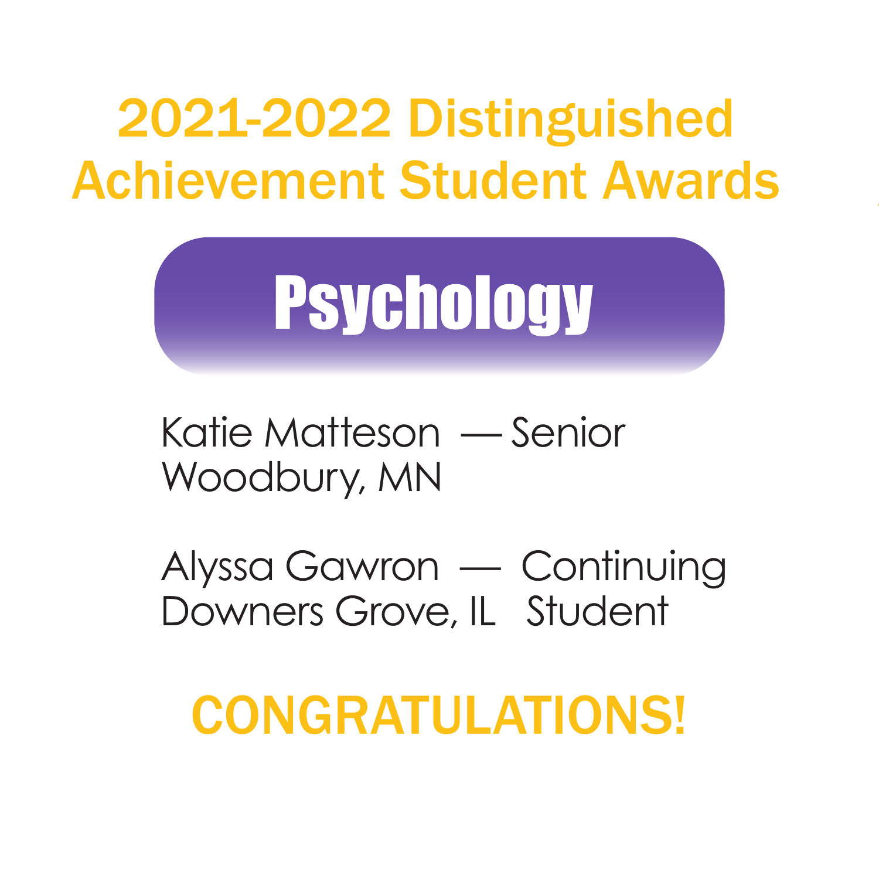# 2021-2022 Distinguished Achievement Student Awards

## Psychology

Katie Matteson — Senior
Woodbury, MN

Alyssa Gawron — Continuing Student
Downers Grove, IL

**CONGRATULATIONS!**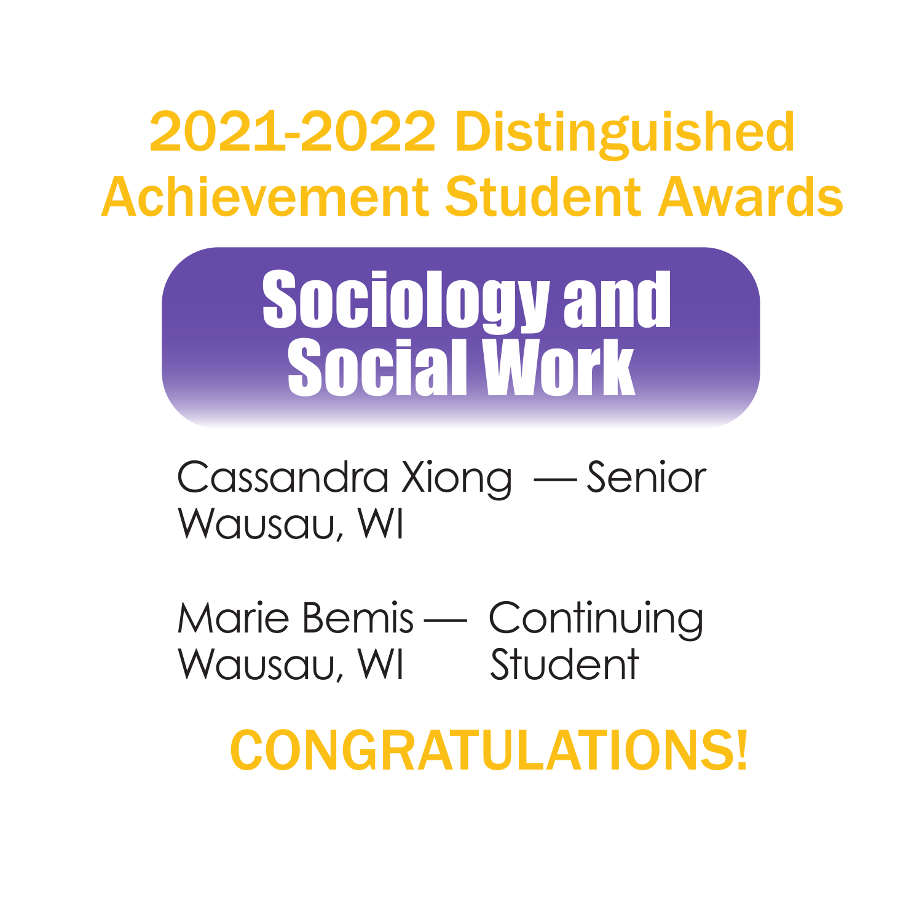# 2021-2022 Distinguished Achievement Student Awards

## Sociology and Social Work

Cassandra Xiong — Senior
Wausau, WI

Marie Bemis — Continuing Student
Wausau, WI

**CONGRATULATIONS!**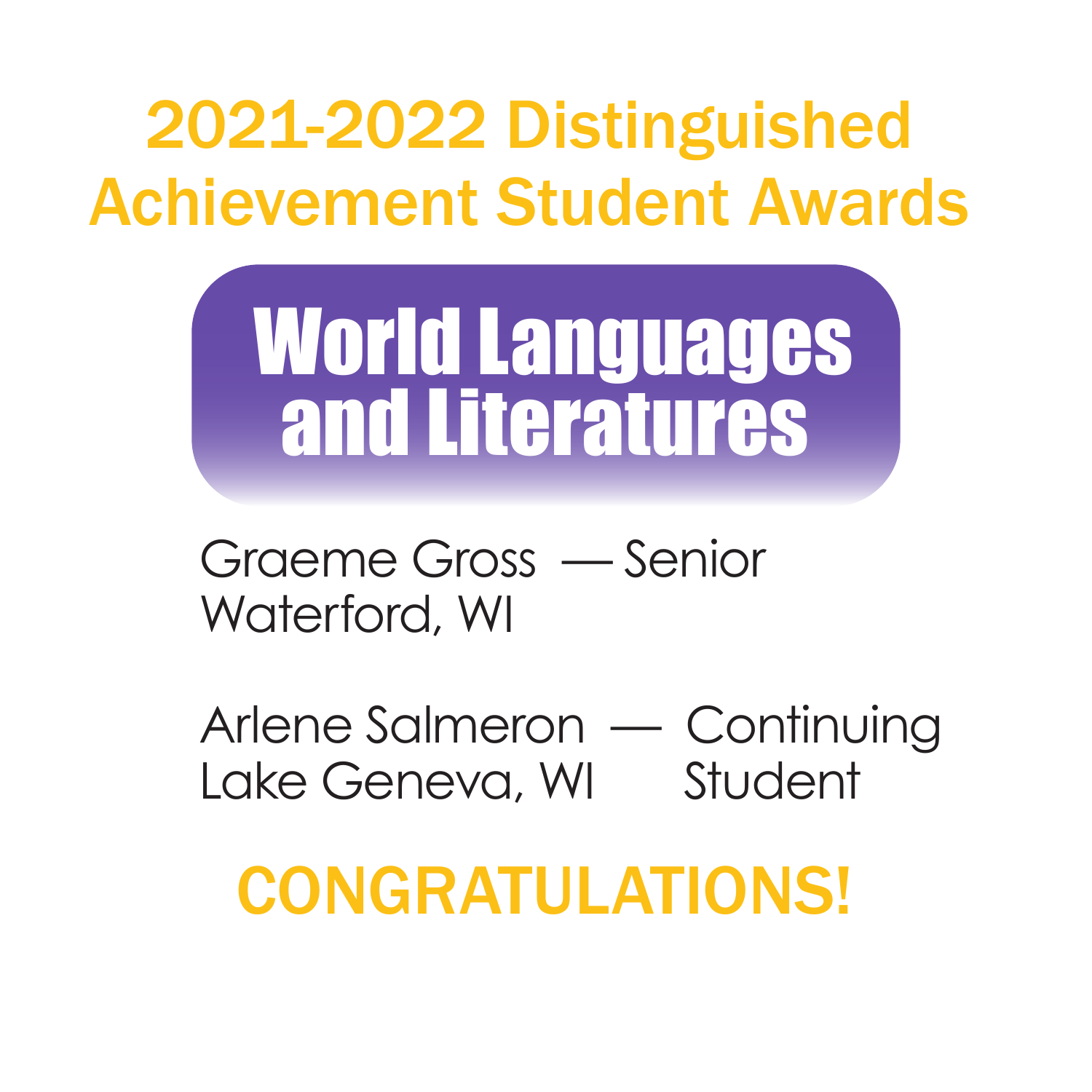# 2021-2022 Distinguished Achievement Student Awards

## World Languages and Literatures

Graeme Gross — Senior
Waterford, WI

Arlene Salmeron — Continuing Student
Lake Geneva, WI

**CONGRATULATIONS!**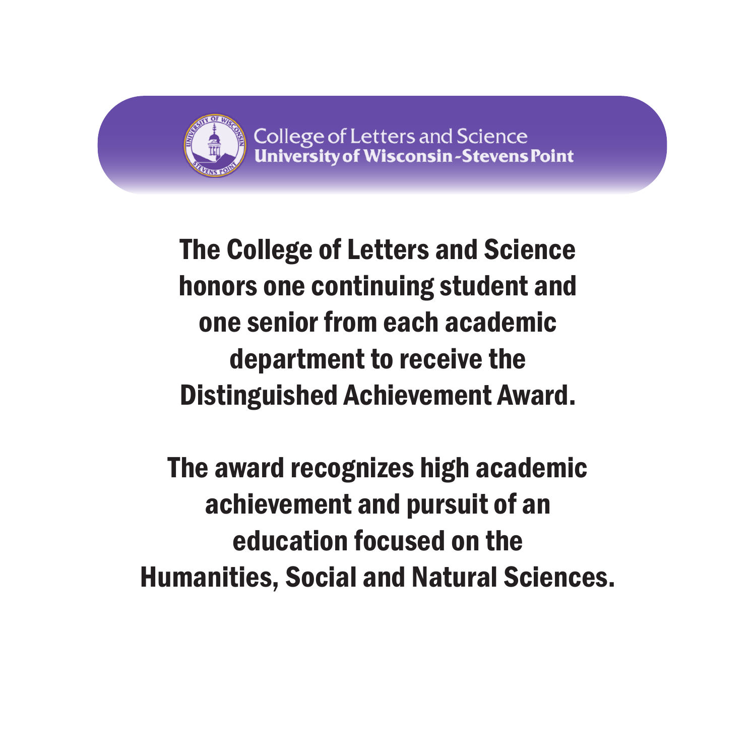College of Letters and Science
**University of Wisconsin-Stevens Point**

**The College of Letters and Science honors one continuing student and one senior from each academic department to receive the Distinguished Achievement Award.**

**The award recognizes high academic achievement and pursuit of an education focused on the Humanities, Social and Natural Sciences.**